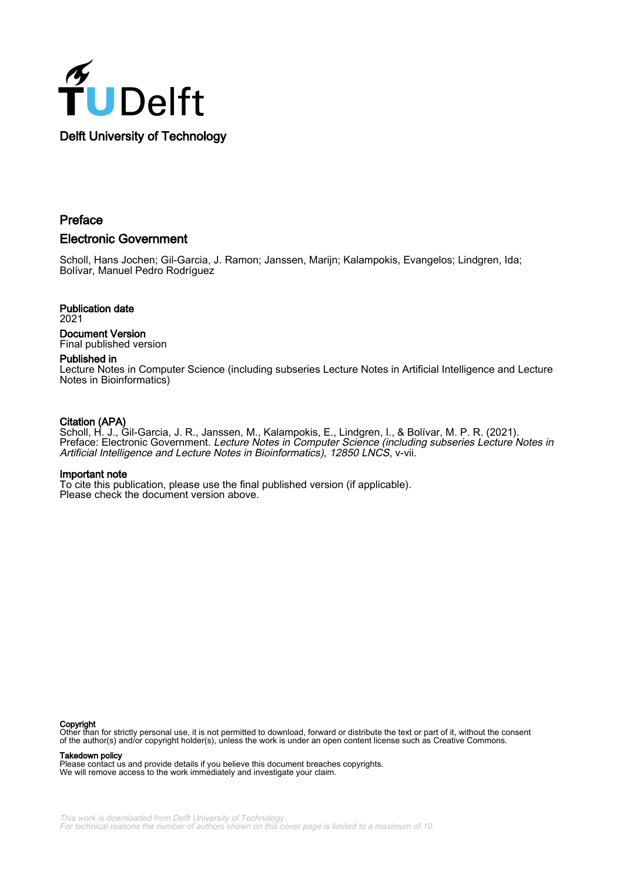Delft University of Technology

# Preface

## Electronic Government

Scholl, Hans Jochen; Gil-Garcia, J. Ramon; Janssen, Marijn; Kalampokis, Evangelos; Lindgren, Ida; Bolívar, Manuel Pedro Rodríguez

**Publication date**
2021

**Document Version**
Final published version

**Published in**
Lecture Notes in Computer Science (including subseries Lecture Notes in Artificial Intelligence and Lecture Notes in Bioinformatics)

**Citation (APA)**
Scholl, H. J., Gil-Garcia, J. R., Janssen, M., Kalampokis, E., Lindgren, I., & Bolívar, M. P. R. (2021). Preface: Electronic Government. *Lecture Notes in Computer Science (including subseries Lecture Notes in Artificial Intelligence and Lecture Notes in Bioinformatics)*, *12850 LNCS*, v-vii.

**Important note**
To cite this publication, please use the final published version (if applicable).
Please check the document version above.

**Copyright**
Other than for strictly personal use, it is not permitted to download, forward or distribute the text or part of it, without the consent of the author(s) and/or copyright holder(s), unless the work is under an open content license such as Creative Commons.

**Takedown policy**
Please contact us and provide details if you believe this document breaches copyrights.
We will remove access to the work immediately and investigate your claim.

*This work is downloaded from Delft University of Technology.*
*For technical reasons the number of authors shown on this cover page is limited to a maximum of 10.*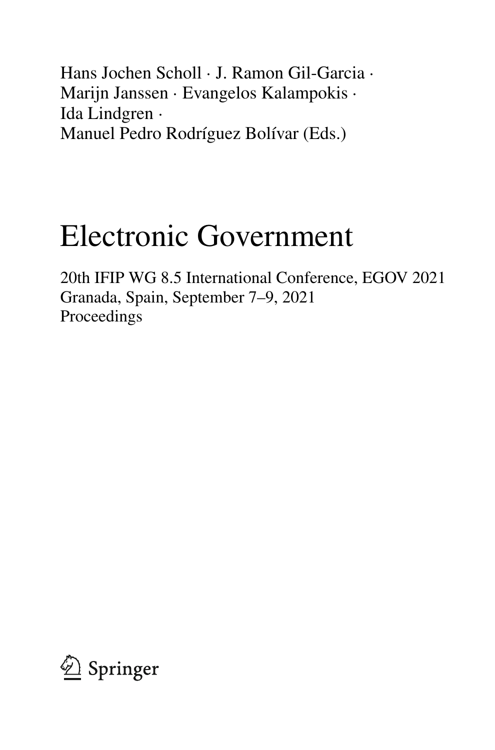Hans Jochen Scholl · J. Ramon Gil-Garcia ·
Marijn Janssen · Evangelos Kalampokis ·
Ida Lindgren ·
Manuel Pedro Rodríguez Bolívar (Eds.)

# Electronic Government

20th IFIP WG 8.5 International Conference, EGOV 2021
Granada, Spain, September 7–9, 2021
Proceedings

Springer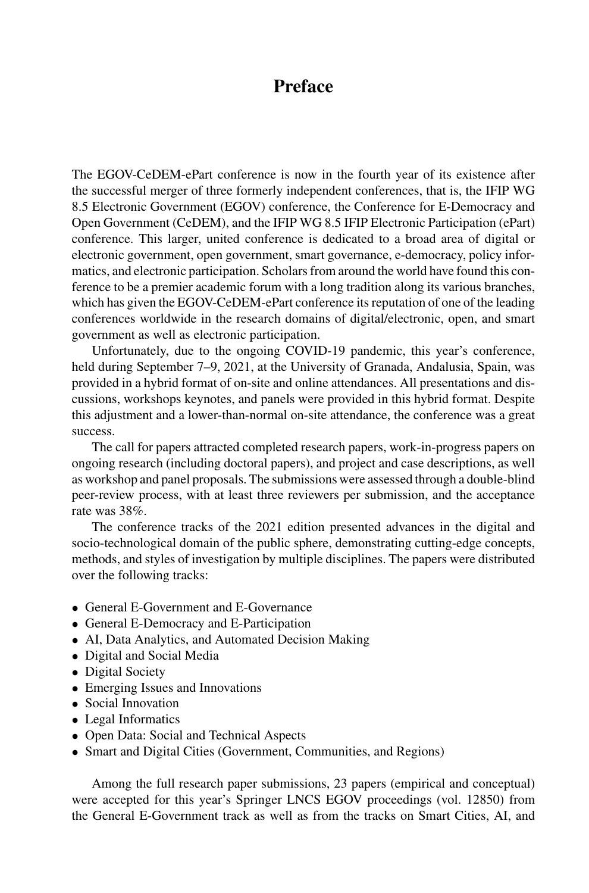# Preface

The EGOV-CeDEM-ePart conference is now in the fourth year of its existence after the successful merger of three formerly independent conferences, that is, the IFIP WG 8.5 Electronic Government (EGOV) conference, the Conference for E-Democracy and Open Government (CeDEM), and the IFIP WG 8.5 IFIP Electronic Participation (ePart) conference. This larger, united conference is dedicated to a broad area of digital or electronic government, open government, smart governance, e-democracy, policy informatics, and electronic participation. Scholars from around the world have found this conference to be a premier academic forum with a long tradition along its various branches, which has given the EGOV-CeDEM-ePart conference its reputation of one of the leading conferences worldwide in the research domains of digital/electronic, open, and smart government as well as electronic participation.

Unfortunately, due to the ongoing COVID-19 pandemic, this year's conference, held during September 7–9, 2021, at the University of Granada, Andalusia, Spain, was provided in a hybrid format of on-site and online attendances. All presentations and discussions, workshops keynotes, and panels were provided in this hybrid format. Despite this adjustment and a lower-than-normal on-site attendance, the conference was a great success.

The call for papers attracted completed research papers, work-in-progress papers on ongoing research (including doctoral papers), and project and case descriptions, as well as workshop and panel proposals. The submissions were assessed through a double-blind peer-review process, with at least three reviewers per submission, and the acceptance rate was 38%.

The conference tracks of the 2021 edition presented advances in the digital and socio-technological domain of the public sphere, demonstrating cutting-edge concepts, methods, and styles of investigation by multiple disciplines. The papers were distributed over the following tracks:

- General E-Government and E-Governance
- General E-Democracy and E-Participation
- AI, Data Analytics, and Automated Decision Making
- Digital and Social Media
- Digital Society
- Emerging Issues and Innovations
- Social Innovation
- Legal Informatics
- Open Data: Social and Technical Aspects
- Smart and Digital Cities (Government, Communities, and Regions)

Among the full research paper submissions, 23 papers (empirical and conceptual) were accepted for this year's Springer LNCS EGOV proceedings (vol. 12850) from the General E-Government track as well as from the tracks on Smart Cities, AI, and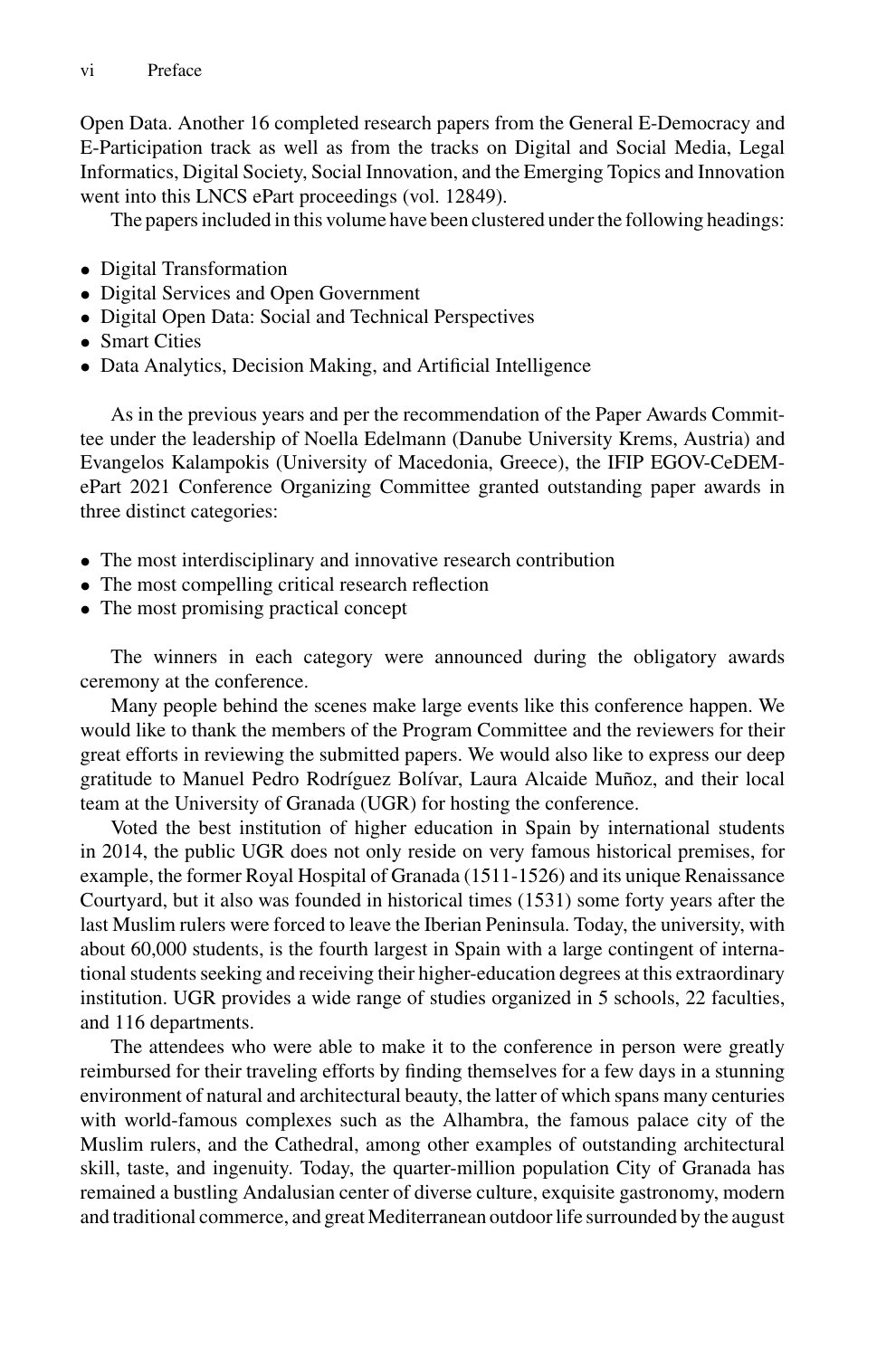Open Data. Another 16 completed research papers from the General E-Democracy and E-Participation track as well as from the tracks on Digital and Social Media, Legal Informatics, Digital Society, Social Innovation, and the Emerging Topics and Innovation went into this LNCS ePart proceedings (vol. 12849).

The papers included in this volume have been clustered under the following headings:

- Digital Transformation
- Digital Services and Open Government
- Digital Open Data: Social and Technical Perspectives
- Smart Cities
- Data Analytics, Decision Making, and Artificial Intelligence

As in the previous years and per the recommendation of the Paper Awards Committee under the leadership of Noella Edelmann (Danube University Krems, Austria) and Evangelos Kalampokis (University of Macedonia, Greece), the IFIP EGOV-CeDEM-ePart 2021 Conference Organizing Committee granted outstanding paper awards in three distinct categories:

- The most interdisciplinary and innovative research contribution
- The most compelling critical research reflection
- The most promising practical concept

The winners in each category were announced during the obligatory awards ceremony at the conference.

Many people behind the scenes make large events like this conference happen. We would like to thank the members of the Program Committee and the reviewers for their great efforts in reviewing the submitted papers. We would also like to express our deep gratitude to Manuel Pedro Rodríguez Bolívar, Laura Alcaide Muñoz, and their local team at the University of Granada (UGR) for hosting the conference.

Voted the best institution of higher education in Spain by international students in 2014, the public UGR does not only reside on very famous historical premises, for example, the former Royal Hospital of Granada (1511-1526) and its unique Renaissance Courtyard, but it also was founded in historical times (1531) some forty years after the last Muslim rulers were forced to leave the Iberian Peninsula. Today, the university, with about 60,000 students, is the fourth largest in Spain with a large contingent of international students seeking and receiving their higher-education degrees at this extraordinary institution. UGR provides a wide range of studies organized in 5 schools, 22 faculties, and 116 departments.

The attendees who were able to make it to the conference in person were greatly reimbursed for their traveling efforts by finding themselves for a few days in a stunning environment of natural and architectural beauty, the latter of which spans many centuries with world-famous complexes such as the Alhambra, the famous palace city of the Muslim rulers, and the Cathedral, among other examples of outstanding architectural skill, taste, and ingenuity. Today, the quarter-million population City of Granada has remained a bustling Andalusian center of diverse culture, exquisite gastronomy, modern and traditional commerce, and great Mediterranean outdoor life surrounded by the august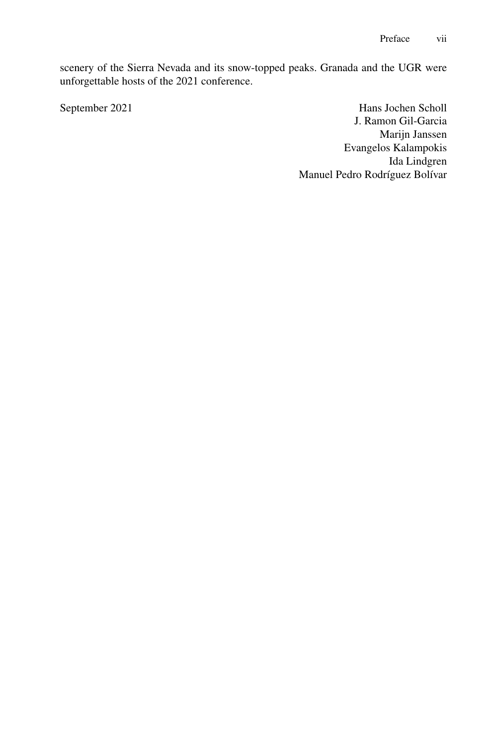scenery of the Sierra Nevada and its snow-topped peaks. Granada and the UGR were unforgettable hosts of the 2021 conference.

September 2021

Hans Jochen Scholl
J. Ramon Gil-Garcia
Marijn Janssen
Evangelos Kalampokis
Ida Lindgren
Manuel Pedro Rodríguez Bolívar